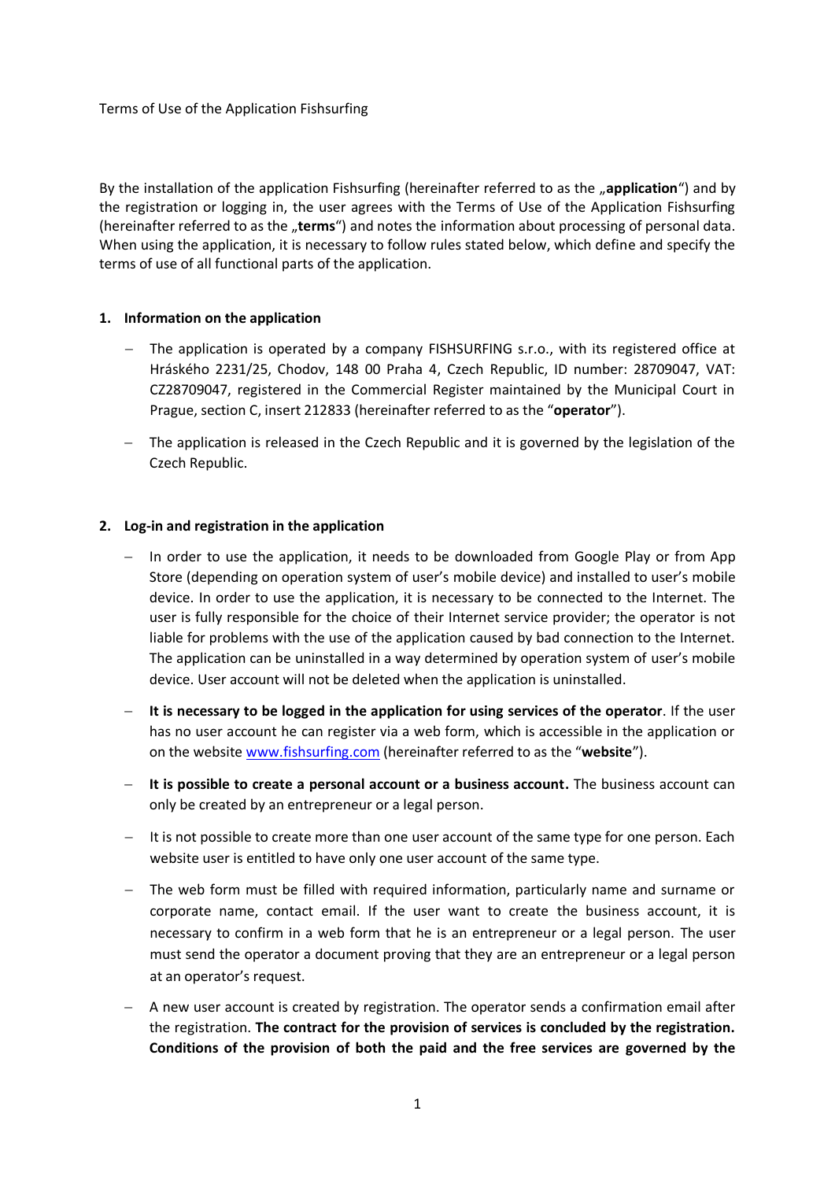Terms of Use of the Application Fishsurfing

By the installation of the application Fishsurfing (hereinafter referred to as the „**application**“) and by the registration or logging in, the user agrees with the Terms of Use of the Application Fishsurfing (hereinafter referred to as the „**terms**“) and notes the information about processing of personal data. When using the application, it is necessary to follow rules stated below, which define and specify the terms of use of all functional parts of the application.

## 1. Information on the application

- The application is operated by a company FISHSURFING s.r.o., with its registered office at Hráského 2231/25, Chodov, 148 00 Praha 4, Czech Republic, ID number: 28709047, VAT: CZ28709047, registered in the Commercial Register maintained by the Municipal Court in Prague, section C, insert 212833 (hereinafter referred to as the “**operator**”).
- The application is released in the Czech Republic and it is governed by the legislation of the Czech Republic.

## 2. Log-in and registration in the application

- In order to use the application, it needs to be downloaded from Google Play or from App Store (depending on operation system of user’s mobile device) and installed to user’s mobile device. In order to use the application, it is necessary to be connected to the Internet. The user is fully responsible for the choice of their Internet service provider; the operator is not liable for problems with the use of the application caused by bad connection to the Internet. The application can be uninstalled in a way determined by operation system of user’s mobile device. User account will not be deleted when the application is uninstalled.
- **It is necessary to be logged in the application for using services of the operator**. If the user has no user account he can register via a web form, which is accessible in the application or on the website www.fishsurfing.com (hereinafter referred to as the “**website**”).
- **It is possible to create a personal account or a business account.** The business account can only be created by an entrepreneur or a legal person.
- It is not possible to create more than one user account of the same type for one person. Each website user is entitled to have only one user account of the same type.
- The web form must be filled with required information, particularly name and surname or corporate name, contact email. If the user want to create the business account, it is necessary to confirm in a web form that he is an entrepreneur or a legal person. The user must send the operator a document proving that they are an entrepreneur or a legal person at an operator’s request.
- A new user account is created by registration. The operator sends a confirmation email after the registration. **The contract for the provision of services is concluded by the registration. Conditions of the provision of both the paid and the free services are governed by the**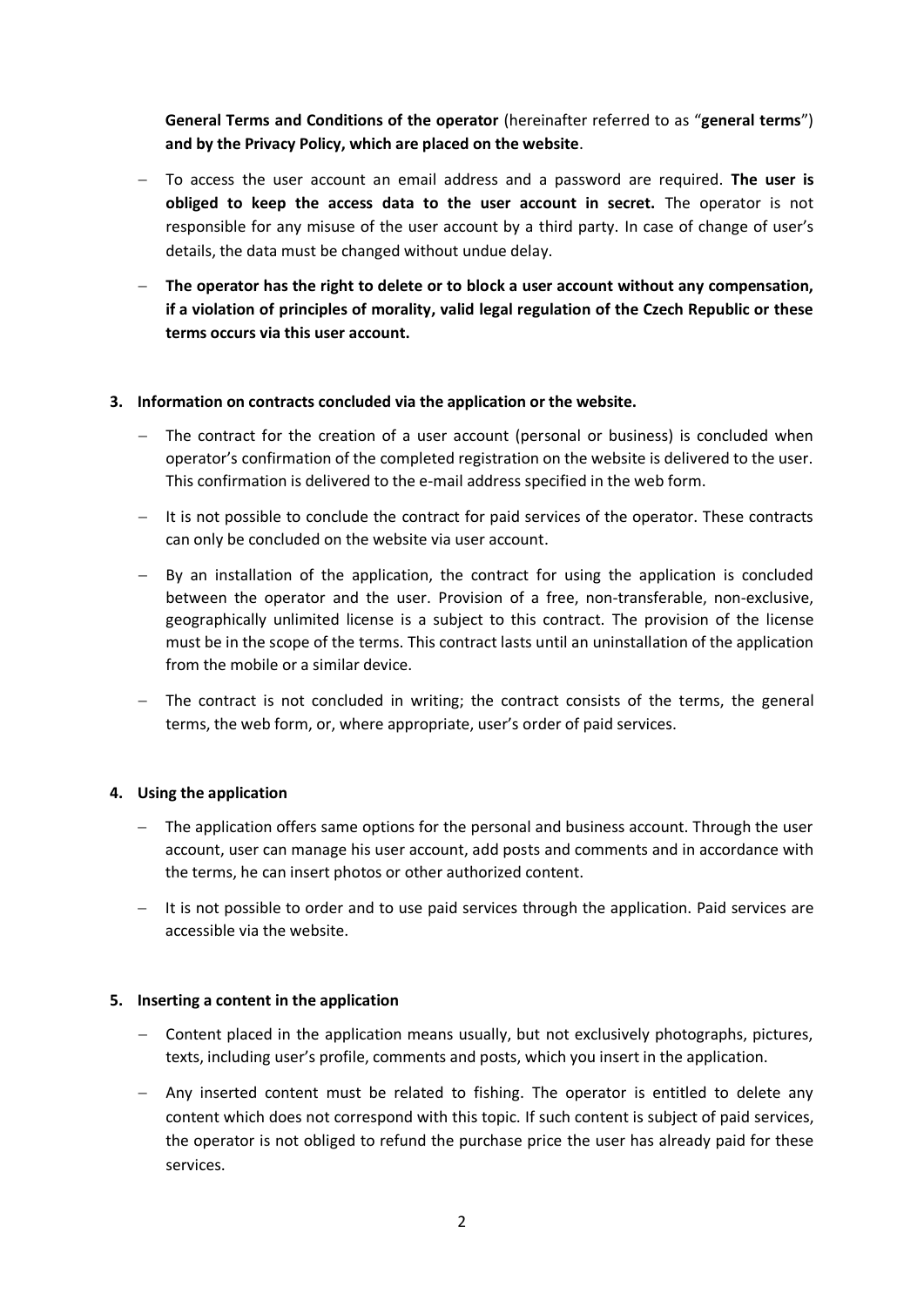**General Terms and Conditions of the operator** (hereinafter referred to as "**general terms**") **and by the Privacy Policy, which are placed on the website**.

- To access the user account an email address and a password are required. **The user is obliged to keep the access data to the user account in secret.** The operator is not responsible for any misuse of the user account by a third party. In case of change of user's details, the data must be changed without undue delay.
- **The operator has the right to delete or to block a user account without any compensation, if a violation of principles of morality, valid legal regulation of the Czech Republic or these terms occurs via this user account.**

**3. Information on contracts concluded via the application or the website.**

- The contract for the creation of a user account (personal or business) is concluded when operator's confirmation of the completed registration on the website is delivered to the user. This confirmation is delivered to the e-mail address specified in the web form.
- It is not possible to conclude the contract for paid services of the operator. These contracts can only be concluded on the website via user account.
- By an installation of the application, the contract for using the application is concluded between the operator and the user. Provision of a free, non-transferable, non-exclusive, geographically unlimited license is a subject to this contract. The provision of the license must be in the scope of the terms. This contract lasts until an uninstallation of the application from the mobile or a similar device.
- The contract is not concluded in writing; the contract consists of the terms, the general terms, the web form, or, where appropriate, user's order of paid services.

**4. Using the application**

- The application offers same options for the personal and business account. Through the user account, user can manage his user account, add posts and comments and in accordance with the terms, he can insert photos or other authorized content.
- It is not possible to order and to use paid services through the application. Paid services are accessible via the website.

**5. Inserting a content in the application**

- Content placed in the application means usually, but not exclusively photographs, pictures, texts, including user's profile, comments and posts, which you insert in the application.
- Any inserted content must be related to fishing. The operator is entitled to delete any content which does not correspond with this topic. If such content is subject of paid services, the operator is not obliged to refund the purchase price the user has already paid for these services.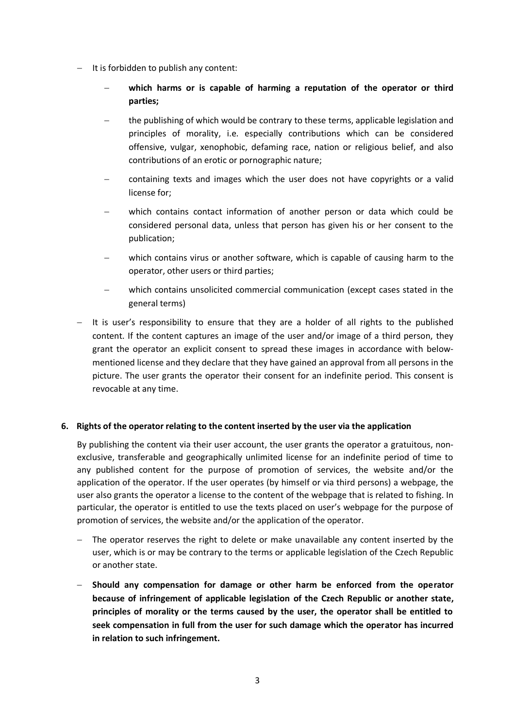- It is forbidden to publish any content:
  - **which harms or is capable of harming a reputation of the operator or third parties;**
  - the publishing of which would be contrary to these terms, applicable legislation and principles of morality, i.e. especially contributions which can be considered offensive, vulgar, xenophobic, defaming race, nation or religious belief, and also contributions of an erotic or pornographic nature;
  - containing texts and images which the user does not have copyrights or a valid license for;
  - which contains contact information of another person or data which could be considered personal data, unless that person has given his or her consent to the publication;
  - which contains virus or another software, which is capable of causing harm to the operator, other users or third parties;
  - which contains unsolicited commercial communication (except cases stated in the general terms)
- It is user's responsibility to ensure that they are a holder of all rights to the published content. If the content captures an image of the user and/or image of a third person, they grant the operator an explicit consent to spread these images in accordance with below-mentioned license and they declare that they have gained an approval from all persons in the picture. The user grants the operator their consent for an indefinite period. This consent is revocable at any time.

## 6. Rights of the operator relating to the content inserted by the user via the application

By publishing the content via their user account, the user grants the operator a gratuitous, non-exclusive, transferable and geographically unlimited license for an indefinite period of time to any published content for the purpose of promotion of services, the website and/or the application of the operator. If the user operates (by himself or via third persons) a webpage, the user also grants the operator a license to the content of the webpage that is related to fishing. In particular, the operator is entitled to use the texts placed on user's webpage for the purpose of promotion of services, the website and/or the application of the operator.

- The operator reserves the right to delete or make unavailable any content inserted by the user, which is or may be contrary to the terms or applicable legislation of the Czech Republic or another state.
- **Should any compensation for damage or other harm be enforced from the operator because of infringement of applicable legislation of the Czech Republic or another state, principles of morality or the terms caused by the user, the operator shall be entitled to seek compensation in full from the user for such damage which the operator has incurred in relation to such infringement.**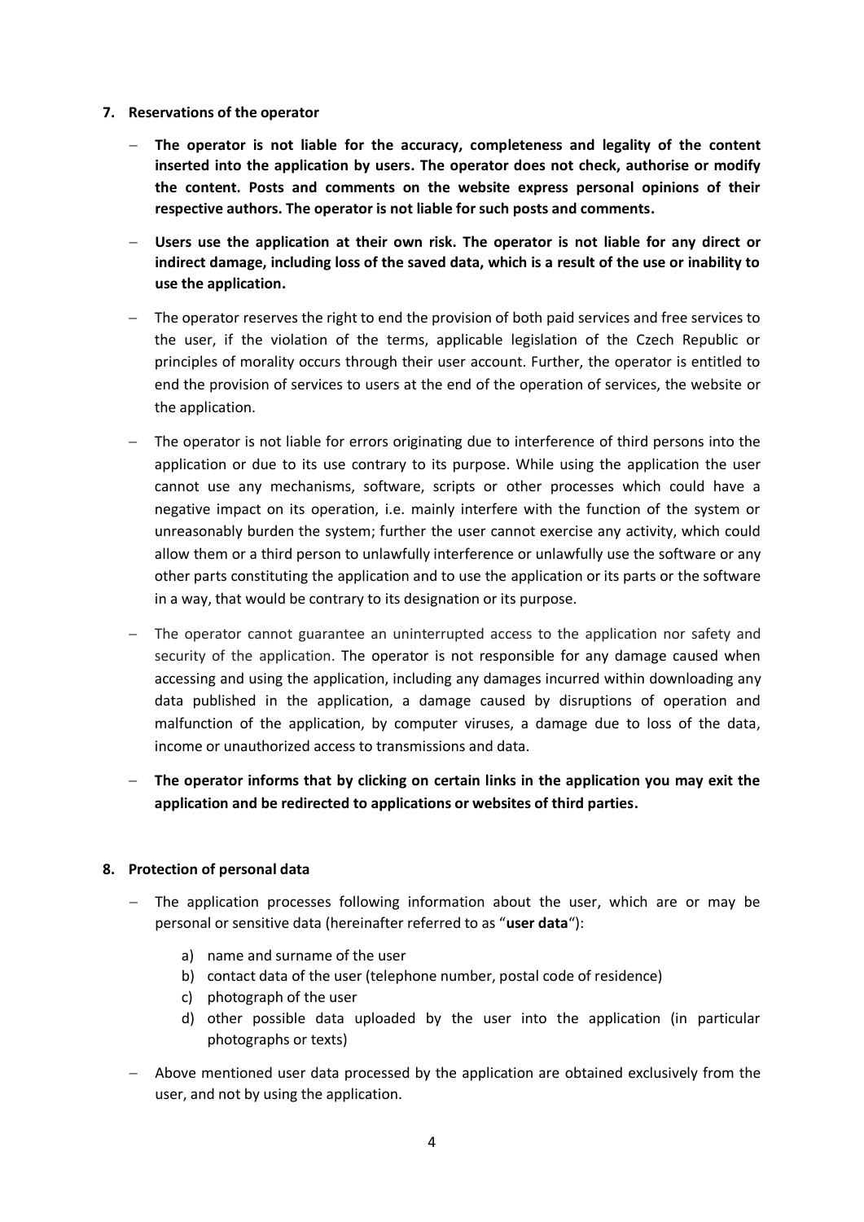## 7. Reservations of the operator

- **The operator is not liable for the accuracy, completeness and legality of the content inserted into the application by users. The operator does not check, authorise or modify the content. Posts and comments on the website express personal opinions of their respective authors. The operator is not liable for such posts and comments.**
- **Users use the application at their own risk. The operator is not liable for any direct or indirect damage, including loss of the saved data, which is a result of the use or inability to use the application.**
- The operator reserves the right to end the provision of both paid services and free services to the user, if the violation of the terms, applicable legislation of the Czech Republic or principles of morality occurs through their user account. Further, the operator is entitled to end the provision of services to users at the end of the operation of services, the website or the application.
- The operator is not liable for errors originating due to interference of third persons into the application or due to its use contrary to its purpose. While using the application the user cannot use any mechanisms, software, scripts or other processes which could have a negative impact on its operation, i.e. mainly interfere with the function of the system or unreasonably burden the system; further the user cannot exercise any activity, which could allow them or a third person to unlawfully interference or unlawfully use the software or any other parts constituting the application and to use the application or its parts or the software in a way, that would be contrary to its designation or its purpose.
- The operator cannot guarantee an uninterrupted access to the application nor safety and security of the application. The operator is not responsible for any damage caused when accessing and using the application, including any damages incurred within downloading any data published in the application, a damage caused by disruptions of operation and malfunction of the application, by computer viruses, a damage due to loss of the data, income or unauthorized access to transmissions and data.
- **The operator informs that by clicking on certain links in the application you may exit the application and be redirected to applications or websites of third parties.**

## 8. Protection of personal data

- The application processes following information about the user, which are or may be personal or sensitive data (hereinafter referred to as "**user data**"):
  a) name and surname of the user
  b) contact data of the user (telephone number, postal code of residence)
  c) photograph of the user
  d) other possible data uploaded by the user into the application (in particular photographs or texts)
- Above mentioned user data processed by the application are obtained exclusively from the user, and not by using the application.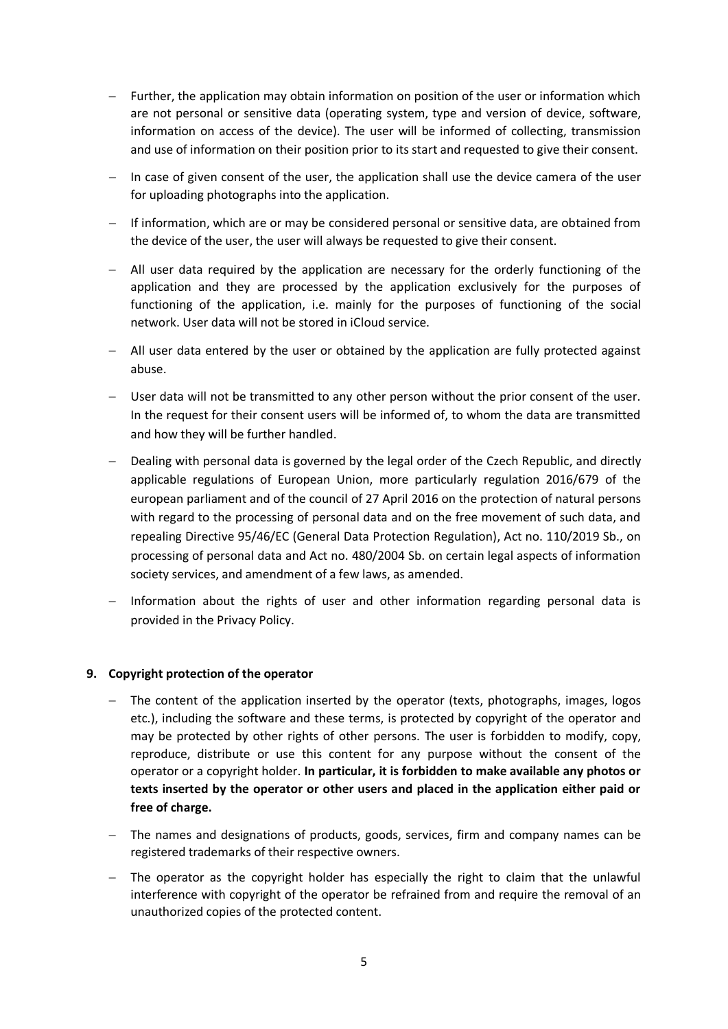- Further, the application may obtain information on position of the user or information which are not personal or sensitive data (operating system, type and version of device, software, information on access of the device). The user will be informed of collecting, transmission and use of information on their position prior to its start and requested to give their consent.
- In case of given consent of the user, the application shall use the device camera of the user for uploading photographs into the application.
- If information, which are or may be considered personal or sensitive data, are obtained from the device of the user, the user will always be requested to give their consent.
- All user data required by the application are necessary for the orderly functioning of the application and they are processed by the application exclusively for the purposes of functioning of the application, i.e. mainly for the purposes of functioning of the social network. User data will not be stored in iCloud service.
- All user data entered by the user or obtained by the application are fully protected against abuse.
- User data will not be transmitted to any other person without the prior consent of the user. In the request for their consent users will be informed of, to whom the data are transmitted and how they will be further handled.
- Dealing with personal data is governed by the legal order of the Czech Republic, and directly applicable regulations of European Union, more particularly regulation 2016/679 of the european parliament and of the council of 27 April 2016 on the protection of natural persons with regard to the processing of personal data and on the free movement of such data, and repealing Directive 95/46/EC (General Data Protection Regulation), Act no. 110/2019 Sb., on processing of personal data and Act no. 480/2004 Sb. on certain legal aspects of information society services, and amendment of a few laws, as amended.
- Information about the rights of user and other information regarding personal data is provided in the Privacy Policy.

## 9. Copyright protection of the operator

- The content of the application inserted by the operator (texts, photographs, images, logos etc.), including the software and these terms, is protected by copyright of the operator and may be protected by other rights of other persons. The user is forbidden to modify, copy, reproduce, distribute or use this content for any purpose without the consent of the operator or a copyright holder. **In particular, it is forbidden to make available any photos or texts inserted by the operator or other users and placed in the application either paid or free of charge.**
- The names and designations of products, goods, services, firm and company names can be registered trademarks of their respective owners.
- The operator as the copyright holder has especially the right to claim that the unlawful interference with copyright of the operator be refrained from and require the removal of an unauthorized copies of the protected content.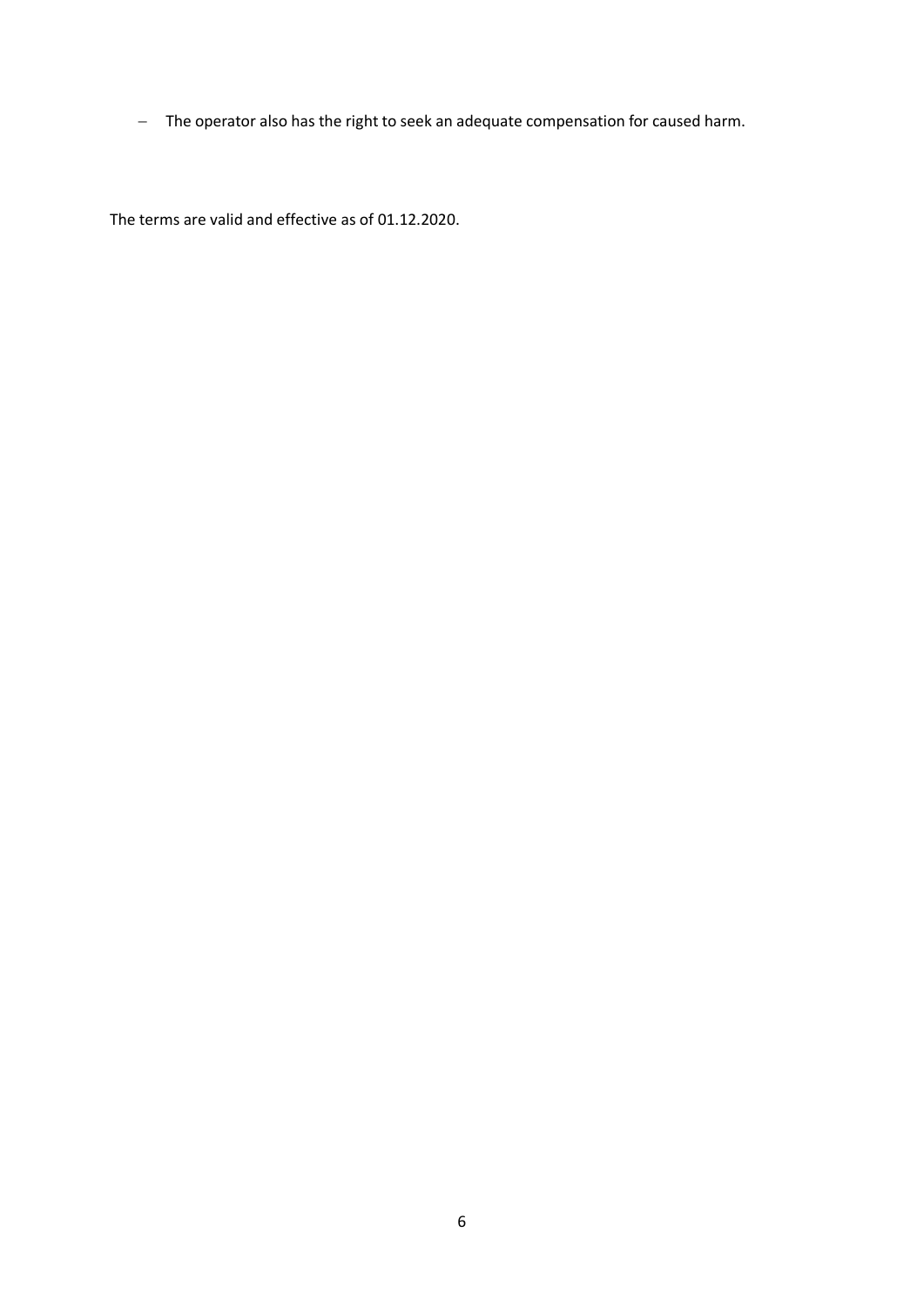- The operator also has the right to seek an adequate compensation for caused harm.

The terms are valid and effective as of 01.12.2020.